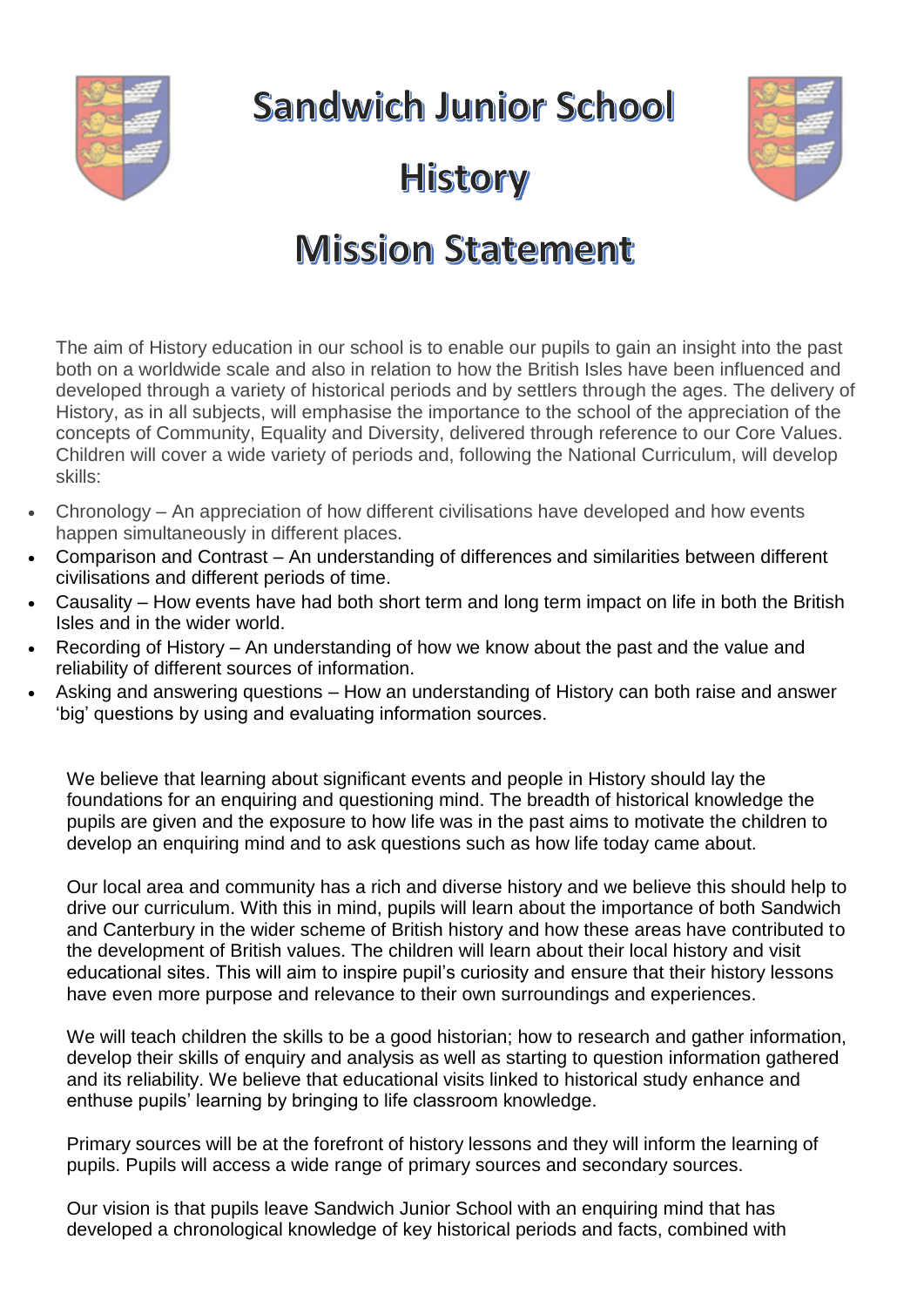# Sandwich Junior School

# History

# Mission Statement

The aim of History education in our school is to enable our pupils to gain an insight into the past both on a worldwide scale and also in relation to how the British Isles have been influenced and developed through a variety of historical periods and by settlers through the ages. The delivery of History, as in all subjects, will emphasise the importance to the school of the appreciation of the concepts of Community, Equality and Diversity, delivered through reference to our Core Values. Children will cover a wide variety of periods and, following the National Curriculum, will develop skills:

- Chronology – An appreciation of how different civilisations have developed and how events happen simultaneously in different places.
- Comparison and Contrast – An understanding of differences and similarities between different civilisations and different periods of time.
- Causality – How events have had both short term and long term impact on life in both the British Isles and in the wider world.
- Recording of History – An understanding of how we know about the past and the value and reliability of different sources of information.
- Asking and answering questions – How an understanding of History can both raise and answer 'big' questions by using and evaluating information sources.

We believe that learning about significant events and people in History should lay the foundations for an enquiring and questioning mind. The breadth of historical knowledge the pupils are given and the exposure to how life was in the past aims to motivate the children to develop an enquiring mind and to ask questions such as how life today came about.

Our local area and community has a rich and diverse history and we believe this should help to drive our curriculum. With this in mind, pupils will learn about the importance of both Sandwich and Canterbury in the wider scheme of British history and how these areas have contributed to the development of British values. The children will learn about their local history and visit educational sites. This will aim to inspire pupil's curiosity and ensure that their history lessons have even more purpose and relevance to their own surroundings and experiences.

We will teach children the skills to be a good historian; how to research and gather information, develop their skills of enquiry and analysis as well as starting to question information gathered and its reliability. We believe that educational visits linked to historical study enhance and enthuse pupils' learning by bringing to life classroom knowledge.

Primary sources will be at the forefront of history lessons and they will inform the learning of pupils. Pupils will access a wide range of primary sources and secondary sources.

Our vision is that pupils leave Sandwich Junior School with an enquiring mind that has developed a chronological knowledge of key historical periods and facts, combined with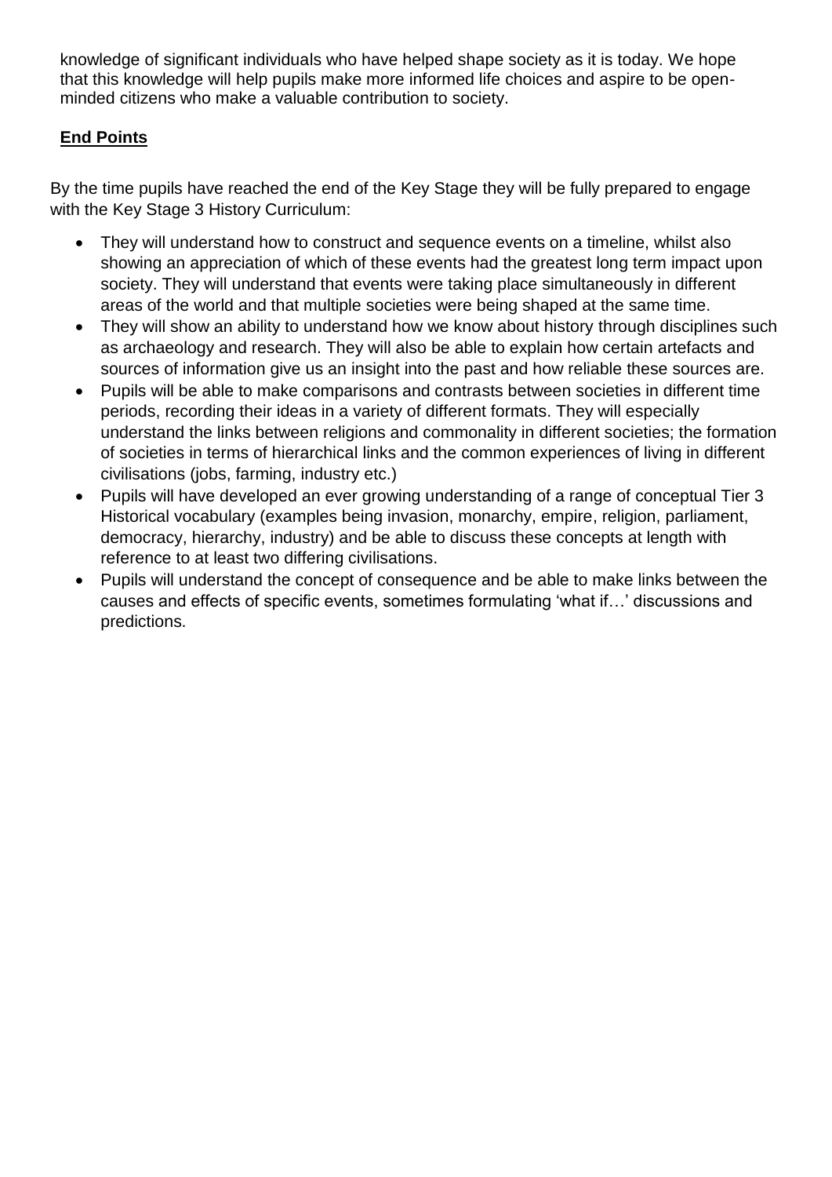knowledge of significant individuals who have helped shape society as it is today. We hope that this knowledge will help pupils make more informed life choices and aspire to be open-minded citizens who make a valuable contribution to society.

**End Points**

By the time pupils have reached the end of the Key Stage they will be fully prepared to engage with the Key Stage 3 History Curriculum:

- They will understand how to construct and sequence events on a timeline, whilst also showing an appreciation of which of these events had the greatest long term impact upon society. They will understand that events were taking place simultaneously in different areas of the world and that multiple societies were being shaped at the same time.
- They will show an ability to understand how we know about history through disciplines such as archaeology and research. They will also be able to explain how certain artefacts and sources of information give us an insight into the past and how reliable these sources are.
- Pupils will be able to make comparisons and contrasts between societies in different time periods, recording their ideas in a variety of different formats. They will especially understand the links between religions and commonality in different societies; the formation of societies in terms of hierarchical links and the common experiences of living in different civilisations (jobs, farming, industry etc.)
- Pupils will have developed an ever growing understanding of a range of conceptual Tier 3 Historical vocabulary (examples being invasion, monarchy, empire, religion, parliament, democracy, hierarchy, industry) and be able to discuss these concepts at length with reference to at least two differing civilisations.
- Pupils will understand the concept of consequence and be able to make links between the causes and effects of specific events, sometimes formulating 'what if…' discussions and predictions.